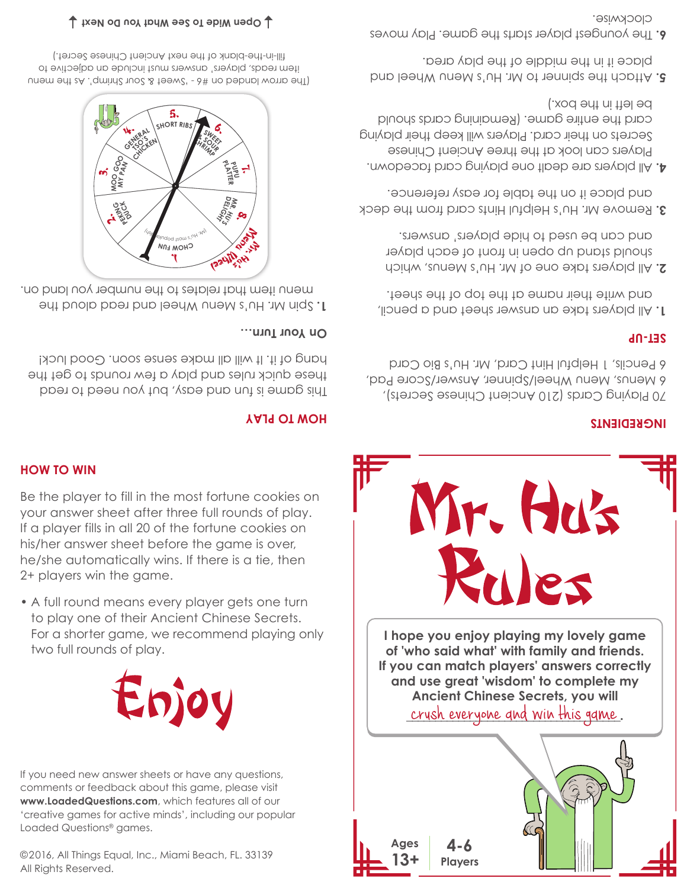# Mr. Hu's Rules

I hope you enjoy playing my lovely game of 'who said what' with family and friends. If you can match players' answers correctly and use great 'wisdom' to complete my Ancient Chinese Secrets, you will crush everyone and win this game.

Ages 13+

4-6 Players

## INGREDIENTS

70 Playing Cards (210 Ancient Chinese Secrets), 6 Menus, Menu Wheel/Spinner, Answer/Score Pad, 6 Pencils, 1 Helpful Hint Card, Mr. Hu's Bio Card

## SET-UP

1. All players take an answer sheet and a pencil, and write their name at the top of the sheet.
2. All players take one of Mr. Hu's Menus, which should stand up open in front of each player and can be used to hide players' answers.
3. Remove Mr. Hu's Helpful Hints card from the deck and place it on the table for easy reference.
4. All players are dealt one playing card facedown. Players can look at the three Ancient Chinese Secrets on their card. Players will keep their playing card the entire game. (Remaining cards should be left in the box.)
5. Attach the spinner to Mr. Hu's Menu Wheel and place it in the middle of the play area.
6. The youngest player starts the game. Play moves clockwise.

## HOW TO PLAY

This game is fun and easy, but you need to read these quick rules and play a few rounds to get the hang of it. It will all make sense soon. Good luck!

### On Your Turn...

1. Spin Mr. Hu's Menu Wheel and read aloud the menu item that relates to the number you land on.

Mr. Hu's Menu Wheel: 1. CHOW FUN (Mr. Hu's most popular dish), 2. PEKING DUCK, 3. MOO GOO MY PAN, 4. GENERAL TSO'S CHICKEN, 5. SHORT RIBS, 6. SWEET & SOUR SHRIMP, 7. PUPU PLATTER, 8. MR. HU'S DELIGHT

(The arrow landed on #6 - 'Sweet & Sour Shrimp'. As the menu item reads, players' answers must include an adjective to fill-in-the-blank of the next Ancient Chinese Secret.)

Open Wide To See What You Do Next

## HOW TO WIN

Be the player to fill in the most fortune cookies on your answer sheet after three full rounds of play. If a player fills in all 20 of the fortune cookies on his/her answer sheet before the game is over, he/she automatically wins. If there is a tie, then 2+ players win the game.

- A full round means every player gets one turn to play one of their Ancient Chinese Secrets. For a shorter game, we recommend playing only two full rounds of play.

Enjoy

If you need new answer sheets or have any questions, comments or feedback about this game, please visit **www.LoadedQuestions.com**, which features all of our 'creative games for active minds', including our popular Loaded Questions® games.

©2016, All Things Equal, Inc., Miami Beach, FL. 33139
All Rights Reserved.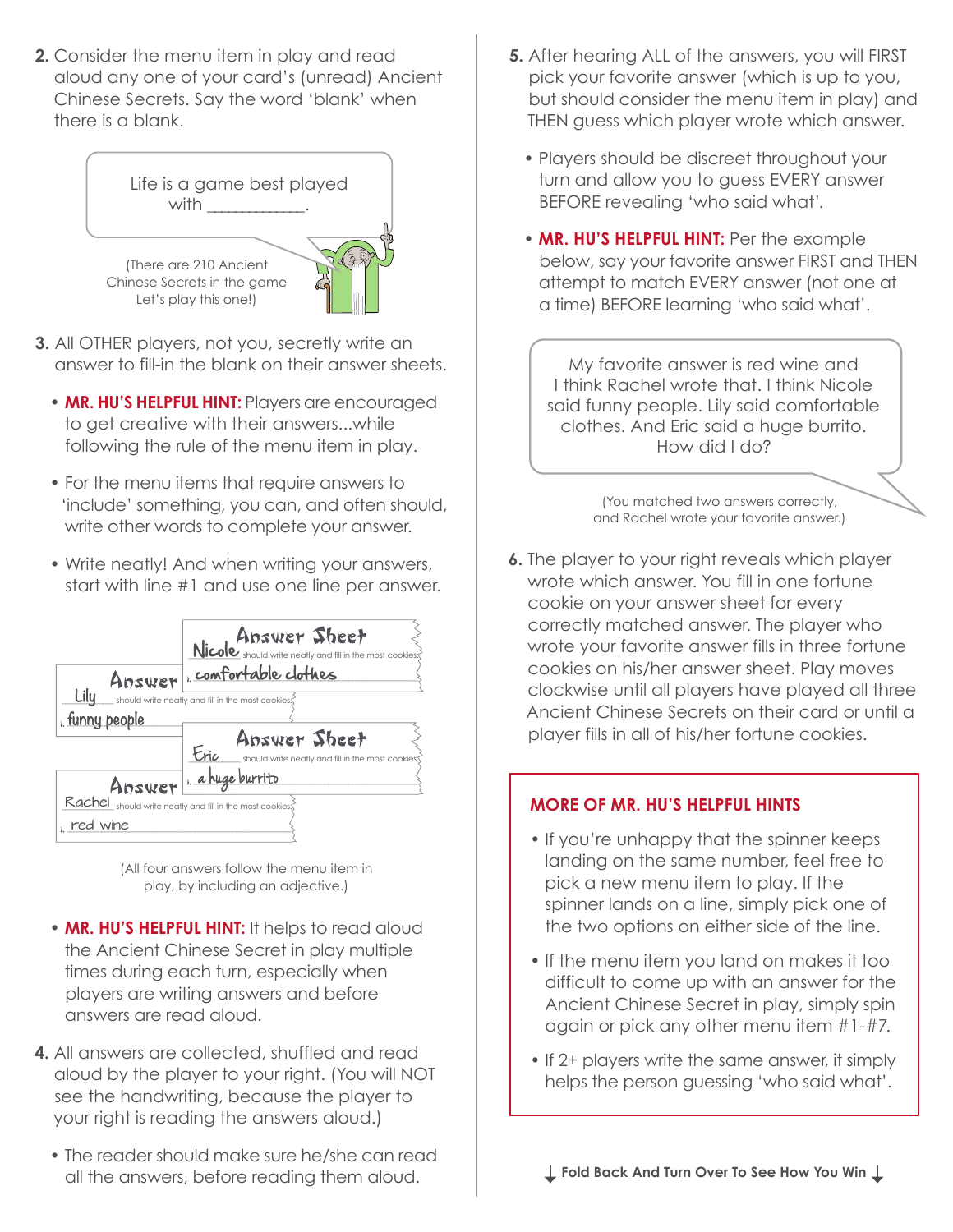2. Consider the menu item in play and read aloud any one of your card's (unread) Ancient Chinese Secrets. Say the word 'blank' when there is a blank.

> Life is a game best played with ____________.

(There are 210 Ancient Chinese Secrets in the game Let's play this one!)

3. All OTHER players, not you, secretly write an answer to fill-in the blank on their answer sheets.

   - **MR. HU'S HELPFUL HINT:** Players are encouraged to get creative with their answers...while following the rule of the menu item in play.
   - For the menu items that require answers to 'include' something, you can, and often should, write other words to complete your answer.
   - Write neatly! And when writing your answers, start with line #1 and use one line per answer.

Answer Sheet — Nicole should write neatly and fill in the most cookies — 1. comfortable clothes

Answer Sheet — Lily should write neatly and fill in the most cookies — 1. funny people

Answer Sheet — Eric should write neatly and fill in the most cookies — 1. a huge burrito

Answer Sheet — Rachel should write neatly and fill in the most cookies — 1. red wine

(All four answers follow the menu item in play, by including an adjective.)

   - **MR. HU'S HELPFUL HINT:** It helps to read aloud the Ancient Chinese Secret in play multiple times during each turn, especially when players are writing answers and before answers are read aloud.

4. All answers are collected, shuffled and read aloud by the player to your right. (You will NOT see the handwriting, because the player to your right is reading the answers aloud.)

   - The reader should make sure he/she can read all the answers, before reading them aloud.

5. After hearing ALL of the answers, you will FIRST pick your favorite answer (which is up to you, but should consider the menu item in play) and THEN guess which player wrote which answer.

   - Players should be discreet throughout your turn and allow you to guess EVERY answer BEFORE revealing 'who said what'.
   - **MR. HU'S HELPFUL HINT:** Per the example below, say your favorite answer FIRST and THEN attempt to match EVERY answer (not one at a time) BEFORE learning 'who said what'.

> My favorite answer is red wine and I think Rachel wrote that. I think Nicole said funny people. Lily said comfortable clothes. And Eric said a huge burrito. How did I do?

(You matched two answers correctly, and Rachel wrote your favorite answer.)

6. The player to your right reveals which player wrote which answer. You fill in one fortune cookie on your answer sheet for every correctly matched answer. The player who wrote your favorite answer fills in three fortune cookies on his/her answer sheet. Play moves clockwise until all players have played all three Ancient Chinese Secrets on their card or until a player fills in all of his/her fortune cookies.

## MORE OF MR. HU'S HELPFUL HINTS

- If you're unhappy that the spinner keeps landing on the same number, feel free to pick a new menu item to play. If the spinner lands on a line, simply pick one of the two options on either side of the line.
- If the menu item you land on makes it too difficult to come up with an answer for the Ancient Chinese Secret in play, simply spin again or pick any other menu item #1-#7.
- If 2+ players write the same answer, it simply helps the person guessing 'who said what'.

↓ **Fold Back And Turn Over To See How You Win** ↓